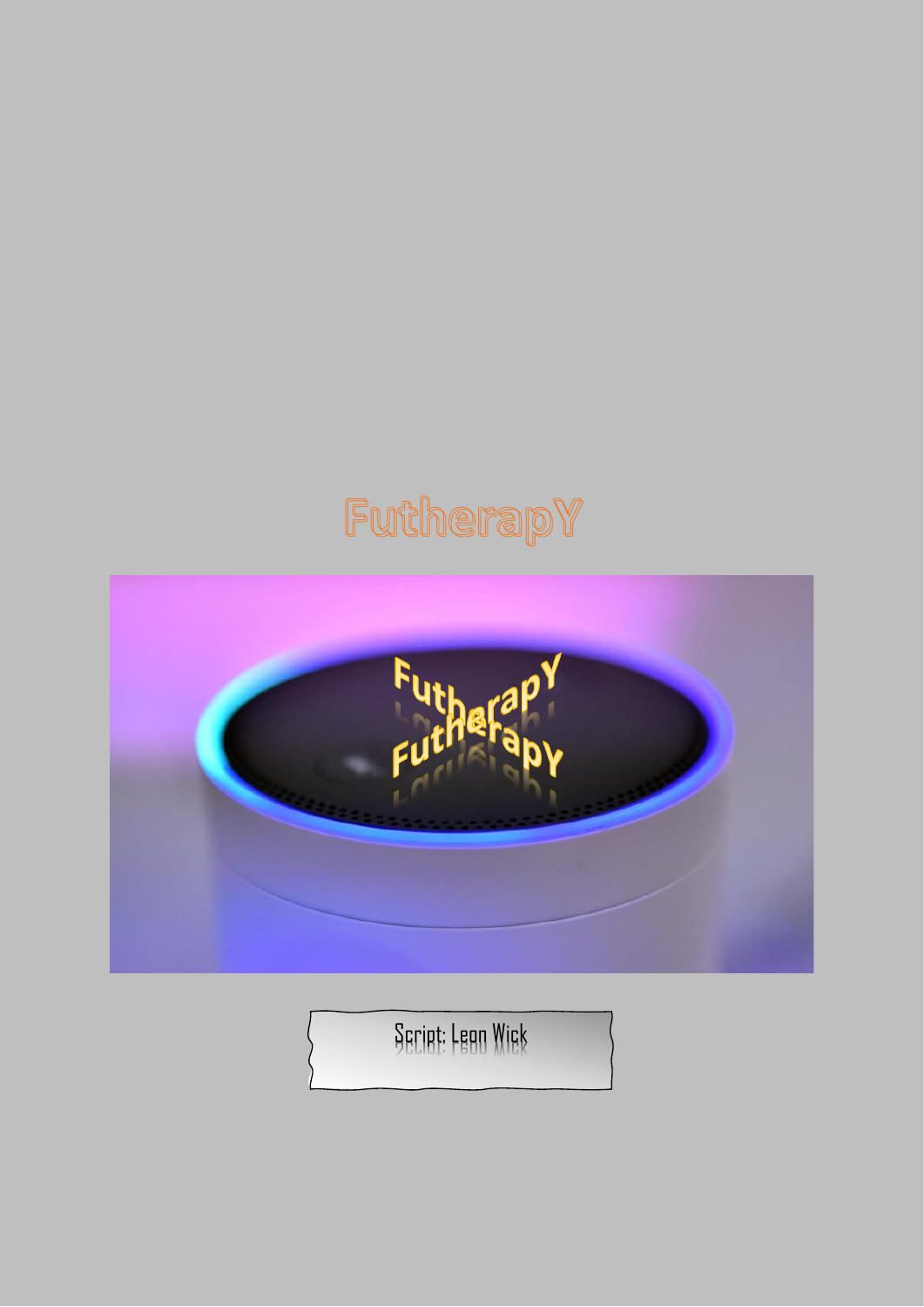# FutherapY

Script: Leon Wick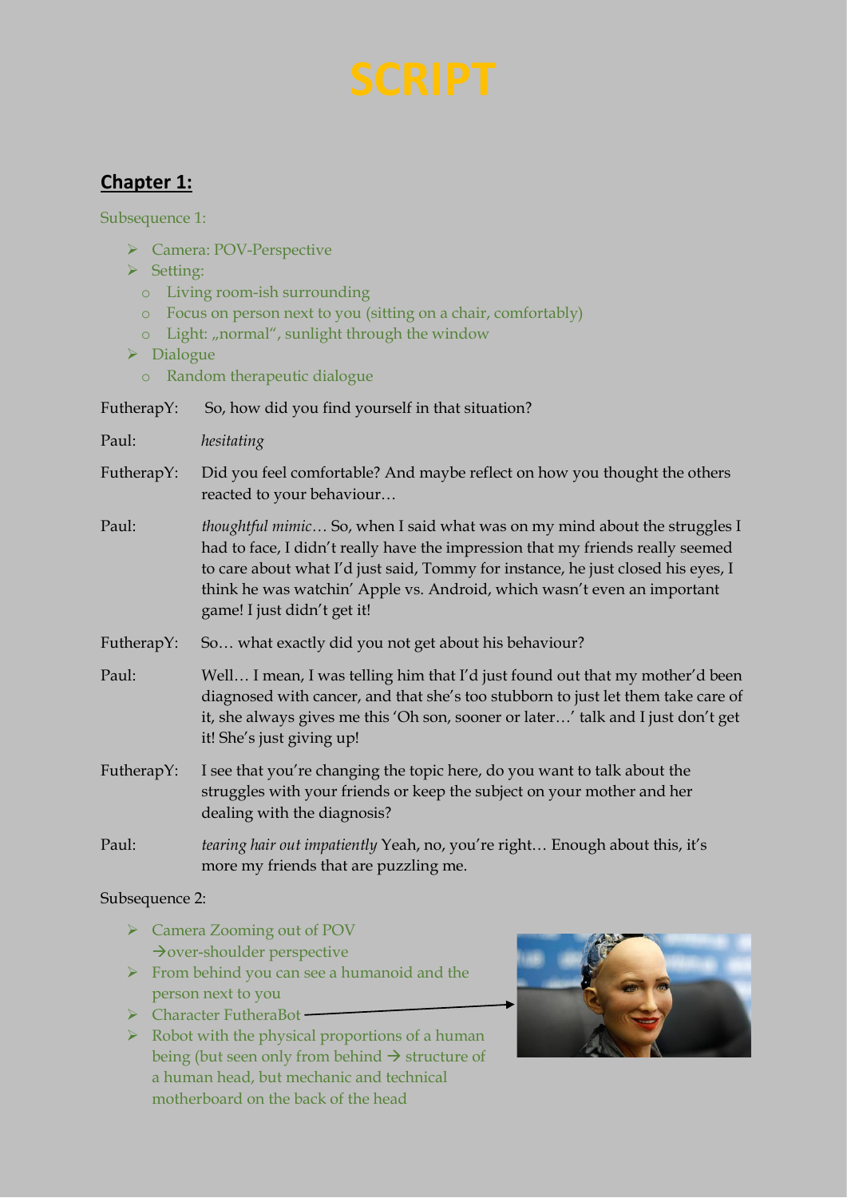# SCRIPT

## Chapter 1:

Subsequence 1:

- Camera: POV-Perspective
- Setting:
  - Living room-ish surrounding
  - Focus on person next to you (sitting on a chair, comfortably)
  - Light: „normal“, sunlight through the window
- Dialogue
  - Random therapeutic dialogue

FutherapY: So, how did you find yourself in that situation?

Paul: *hesitating*

FutherapY: Did you feel comfortable? And maybe reflect on how you thought the others reacted to your behaviour…

Paul: *thoughtful mimic…* So, when I said what was on my mind about the struggles I had to face, I didn’t really have the impression that my friends really seemed to care about what I’d just said, Tommy for instance, he just closed his eyes, I think he was watchin’ Apple vs. Android, which wasn’t even an important game! I just didn’t get it!

FutherapY: So… what exactly did you not get about his behaviour?

Paul: Well… I mean, I was telling him that I’d just found out that my mother’d been diagnosed with cancer, and that she’s too stubborn to just let them take care of it, she always gives me this ‘Oh son, sooner or later…’ talk and I just don’t get it! She’s just giving up!

FutherapY: I see that you’re changing the topic here, do you want to talk about the struggles with your friends or keep the subject on your mother and her dealing with the diagnosis?

Paul: *tearing hair out impatiently* Yeah, no, you’re right… Enough about this, it’s more my friends that are puzzling me.

Subsequence 2:

- Camera Zooming out of POV
  →over-shoulder perspective
- From behind you can see a humanoid and the person next to you
- Character FutheraBot
- Robot with the physical proportions of a human being (but seen only from behind → structure of a human head, but mechanic and technical motherboard on the back of the head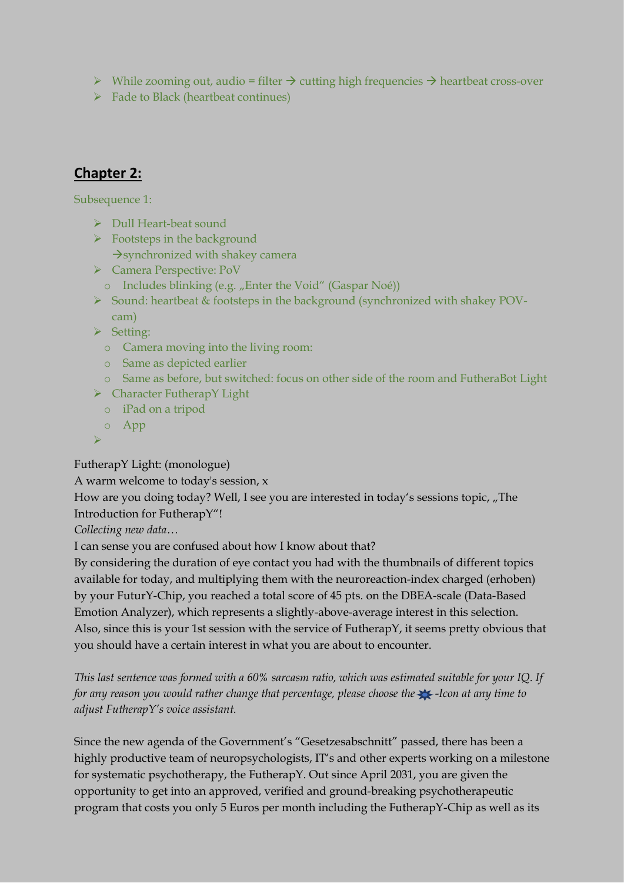- While zooming out, audio = filter → cutting high frequencies → heartbeat cross-over
- Fade to Black (heartbeat continues)

## **Chapter 2:**

Subsequence 1:

- Dull Heart-beat sound
- Footsteps in the background
  →synchronized with shakey camera
- Camera Perspective: PoV
  - Includes blinking (e.g. „Enter the Void" (Gaspar Noé))
- Sound: heartbeat & footsteps in the background (synchronized with shakey POV-cam)
- Setting:
  - Camera moving into the living room:
  - Same as depicted earlier
  - Same as before, but switched: focus on other side of the room and FutheraBot Light
- Character FutherapY Light
  - iPad on a tripod
  - App
- 

FutherapY Light: (monologue)
A warm welcome to today's session, x
How are you doing today? Well, I see you are interested in today's sessions topic, „The Introduction for FutherapY"!
*Collecting new data…*
I can sense you are confused about how I know about that?
By considering the duration of eye contact you had with the thumbnails of different topics available for today, and multiplying them with the neuroreaction-index charged (erhoben) by your FuturY-Chip, you reached a total score of 45 pts. on the DBEA-scale (Data-Based Emotion Analyzer), which represents a slightly-above-average interest in this selection. Also, since this is your 1st session with the service of FutherapY, it seems pretty obvious that you should have a certain interest in what you are about to encounter.

*This last sentence was formed with a 60% sarcasm ratio, which was estimated suitable for your IQ. If for any reason you would rather change that percentage, please choose the ✹-Icon at any time to adjust FutherapY's voice assistant.*

Since the new agenda of the Government's "Gesetzesabschnitt" passed, there has been a highly productive team of neuropsychologists, IT's and other experts working on a milestone for systematic psychotherapy, the FutherapY. Out since April 2031, you are given the opportunity to get into an approved, verified and ground-breaking psychotherapeutic program that costs you only 5 Euros per month including the FutherapY-Chip as well as its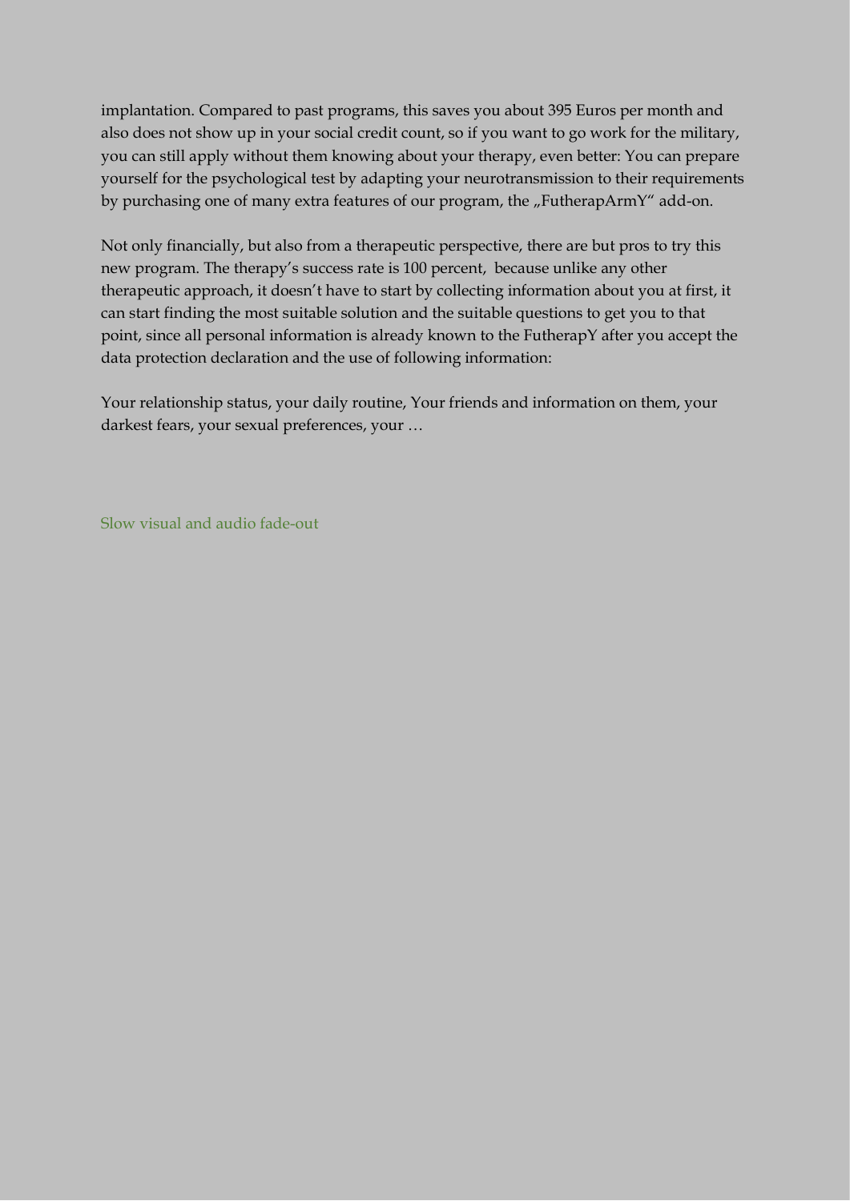implantation. Compared to past programs, this saves you about 395 Euros per month and also does not show up in your social credit count, so if you want to go work for the military, you can still apply without them knowing about your therapy, even better: You can prepare yourself for the psychological test by adapting your neurotransmission to their requirements by purchasing one of many extra features of our program, the „FutherapArmY" add-on.

Not only financially, but also from a therapeutic perspective, there are but pros to try this new program. The therapy's success rate is 100 percent, because unlike any other therapeutic approach, it doesn't have to start by collecting information about you at first, it can start finding the most suitable solution and the suitable questions to get you to that point, since all personal information is already known to the FutherapY after you accept the data protection declaration and the use of following information:

Your relationship status, your daily routine, Your friends and information on them, your darkest fears, your sexual preferences, your …

Slow visual and audio fade-out